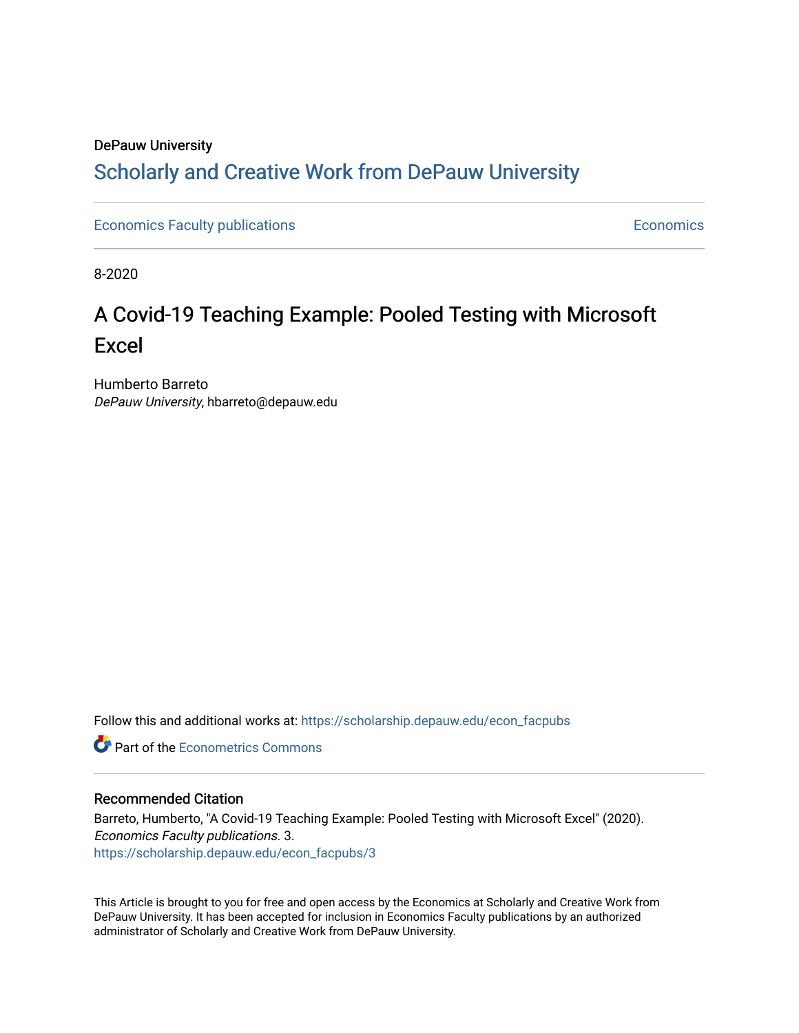DePauw University

# Scholarly and Creative Work from DePauw University

Economics Faculty publications

Economics

8-2020

## A Covid-19 Teaching Example: Pooled Testing with Microsoft Excel

Humberto Barreto
*DePauw University*, hbarreto@depauw.edu

Follow this and additional works at: https://scholarship.depauw.edu/econ_facpubs

Part of the Econometrics Commons

### Recommended Citation

Barreto, Humberto, "A Covid-19 Teaching Example: Pooled Testing with Microsoft Excel" (2020). *Economics Faculty publications*. 3.
https://scholarship.depauw.edu/econ_facpubs/3

This Article is brought to you for free and open access by the Economics at Scholarly and Creative Work from DePauw University. It has been accepted for inclusion in Economics Faculty publications by an authorized administrator of Scholarly and Creative Work from DePauw University.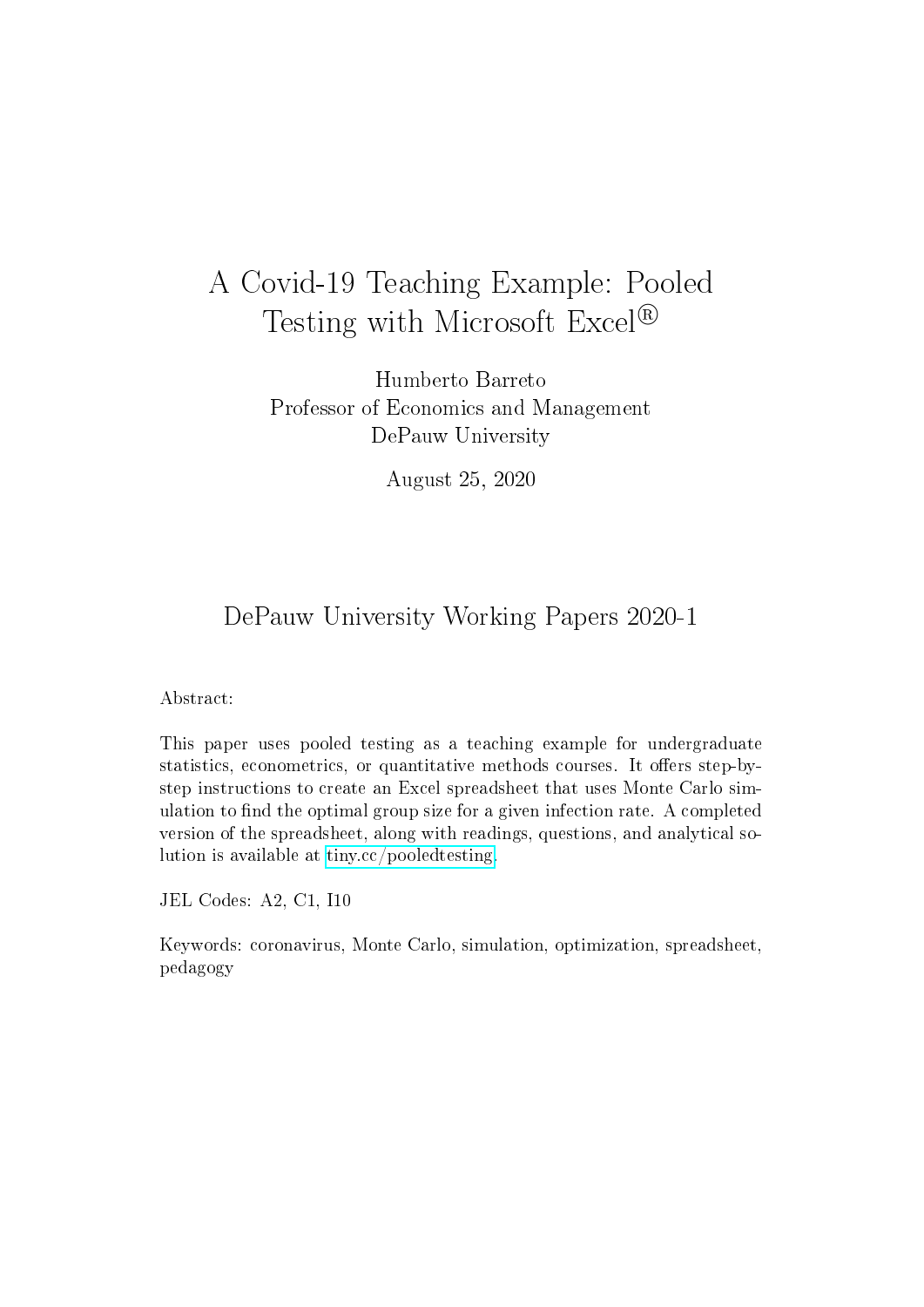# A Covid-19 Teaching Example: Pooled Testing with Microsoft Excel®

Humberto Barreto
Professor of Economics and Management
DePauw University

August 25, 2020

## DePauw University Working Papers 2020-1

Abstract:

This paper uses pooled testing as a teaching example for undergraduate statistics, econometrics, or quantitative methods courses. It offers step-by-step instructions to create an Excel spreadsheet that uses Monte Carlo simulation to find the optimal group size for a given infection rate. A completed version of the spreadsheet, along with readings, questions, and analytical solution is available at [tiny.cc/pooledtesting](tiny.cc/pooledtesting).

JEL Codes: A2, C1, I10

Keywords: coronavirus, Monte Carlo, simulation, optimization, spreadsheet, pedagogy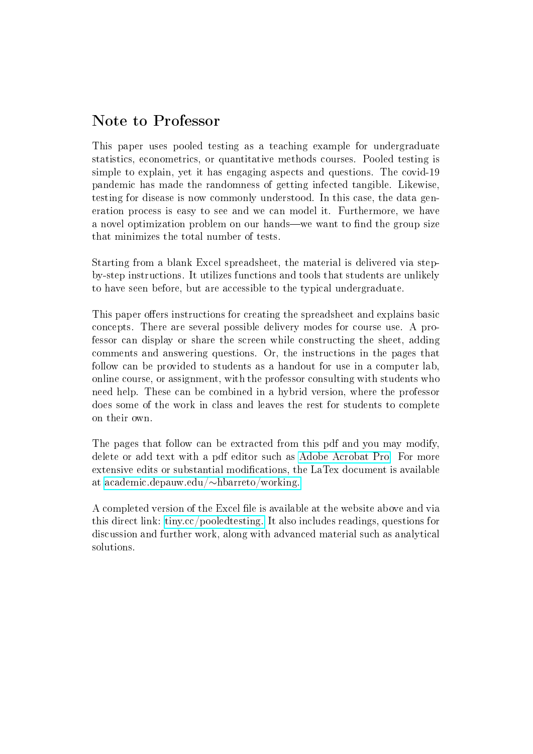## Note to Professor

This paper uses pooled testing as a teaching example for undergraduate statistics, econometrics, or quantitative methods courses. Pooled testing is simple to explain, yet it has engaging aspects and questions. The covid-19 pandemic has made the randomness of getting infected tangible. Likewise, testing for disease is now commonly understood. In this case, the data generation process is easy to see and we can model it. Furthermore, we have a novel optimization problem on our hands—we want to find the group size that minimizes the total number of tests.

Starting from a blank Excel spreadsheet, the material is delivered via step-by-step instructions. It utilizes functions and tools that students are unlikely to have seen before, but are accessible to the typical undergraduate.

This paper offers instructions for creating the spreadsheet and explains basic concepts. There are several possible delivery modes for course use. A professor can display or share the screen while constructing the sheet, adding comments and answering questions. Or, the instructions in the pages that follow can be provided to students as a handout for use in a computer lab, online course, or assignment, with the professor consulting with students who need help. These can be combined in a hybrid version, where the professor does some of the work in class and leaves the rest for students to complete on their own.

The pages that follow can be extracted from this pdf and you may modify, delete or add text with a pdf editor such as Adobe Acrobat Pro. For more extensive edits or substantial modifications, the LaTex document is available at academic.depauw.edu/~hbarreto/working.

A completed version of the Excel file is available at the website above and via this direct link: tiny.cc/pooledtesting. It also includes readings, questions for discussion and further work, along with advanced material such as analytical solutions.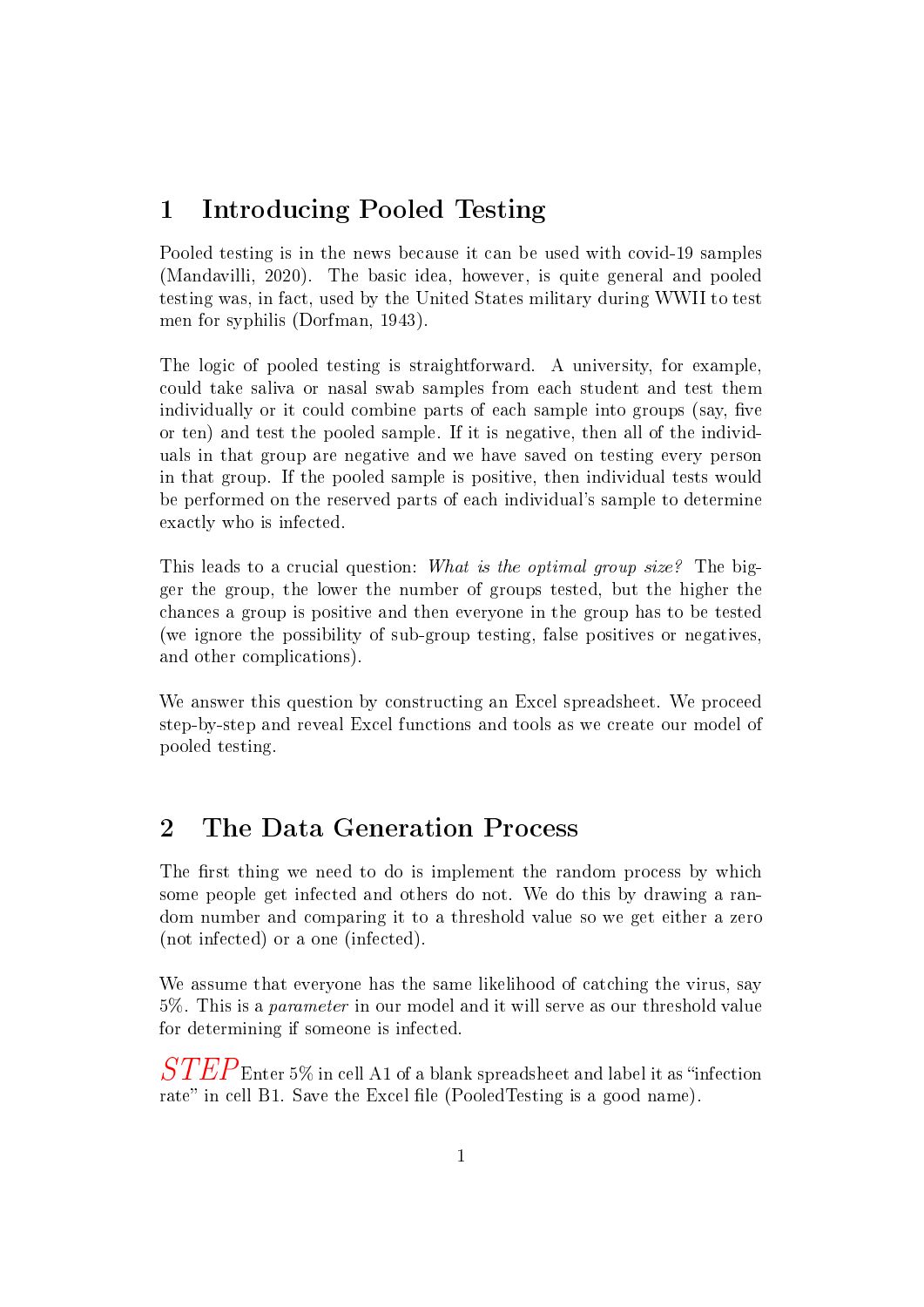# 1 Introducing Pooled Testing

Pooled testing is in the news because it can be used with covid-19 samples (Mandavilli, 2020). The basic idea, however, is quite general and pooled testing was, in fact, used by the United States military during WWII to test men for syphilis (Dorfman, 1943).

The logic of pooled testing is straightforward. A university, for example, could take saliva or nasal swab samples from each student and test them individually or it could combine parts of each sample into groups (say, five or ten) and test the pooled sample. If it is negative, then all of the individuals in that group are negative and we have saved on testing every person in that group. If the pooled sample is positive, then individual tests would be performed on the reserved parts of each individual's sample to determine exactly who is infected.

This leads to a crucial question: *What is the optimal group size?* The bigger the group, the lower the number of groups tested, but the higher the chances a group is positive and then everyone in the group has to be tested (we ignore the possibility of sub-group testing, false positives or negatives, and other complications).

We answer this question by constructing an Excel spreadsheet. We proceed step-by-step and reveal Excel functions and tools as we create our model of pooled testing.

# 2 The Data Generation Process

The first thing we need to do is implement the random process by which some people get infected and others do not. We do this by drawing a random number and comparing it to a threshold value so we get either a zero (not infected) or a one (infected).

We assume that everyone has the same likelihood of catching the virus, say 5%. This is a *parameter* in our model and it will serve as our threshold value for determining if someone is infected.

*STEP* Enter 5% in cell A1 of a blank spreadsheet and label it as "infection rate" in cell B1. Save the Excel file (PooledTesting is a good name).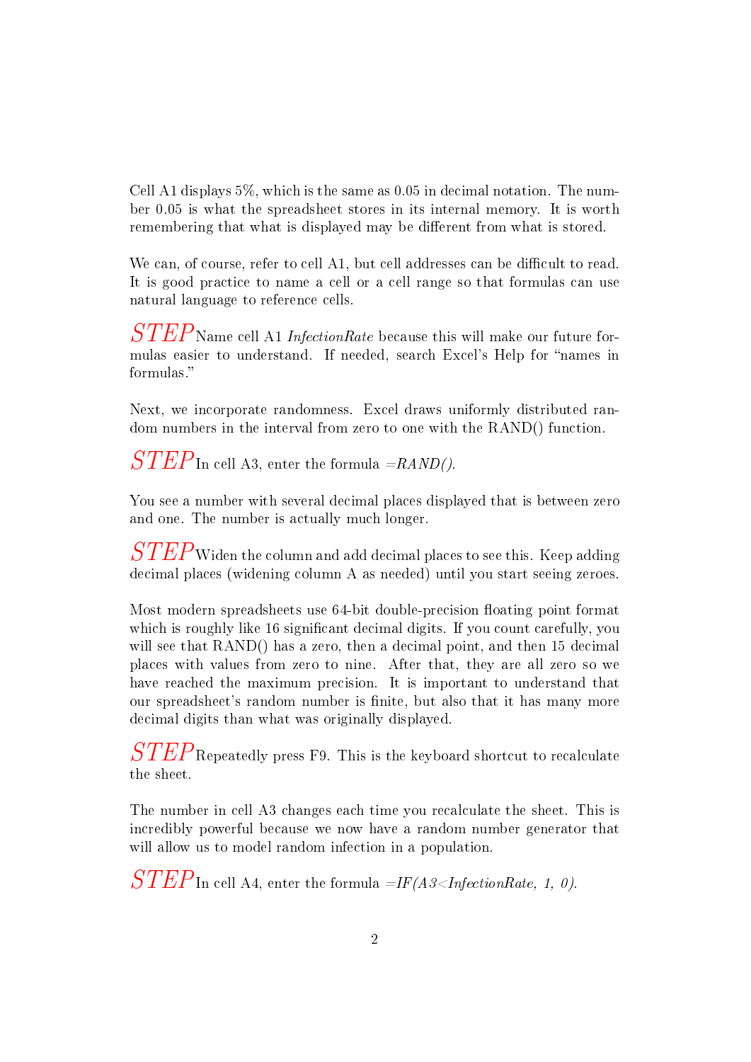Cell A1 displays 5%, which is the same as 0.05 in decimal notation. The number 0.05 is what the spreadsheet stores in its internal memory. It is worth remembering that what is displayed may be different from what is stored.

We can, of course, refer to cell A1, but cell addresses can be difficult to read. It is good practice to name a cell or a cell range so that formulas can use natural language to reference cells.

*STEP* Name cell A1 *InfectionRate* because this will make our future formulas easier to understand. If needed, search Excel's Help for "names in formulas."

Next, we incorporate randomness. Excel draws uniformly distributed random numbers in the interval from zero to one with the RAND() function.

*STEP* In cell A3, enter the formula *=RAND()*.

You see a number with several decimal places displayed that is between zero and one. The number is actually much longer.

*STEP* Widen the column and add decimal places to see this. Keep adding decimal places (widening column A as needed) until you start seeing zeroes.

Most modern spreadsheets use 64-bit double-precision floating point format which is roughly like 16 significant decimal digits. If you count carefully, you will see that RAND() has a zero, then a decimal point, and then 15 decimal places with values from zero to nine. After that, they are all zero so we have reached the maximum precision. It is important to understand that our spreadsheet's random number is finite, but also that it has many more decimal digits than what was originally displayed.

*STEP* Repeatedly press F9. This is the keyboard shortcut to recalculate the sheet.

The number in cell A3 changes each time you recalculate the sheet. This is incredibly powerful because we now have a random number generator that will allow us to model random infection in a population.

*STEP* In cell A4, enter the formula *=IF(A3<InfectionRate, 1, 0)*.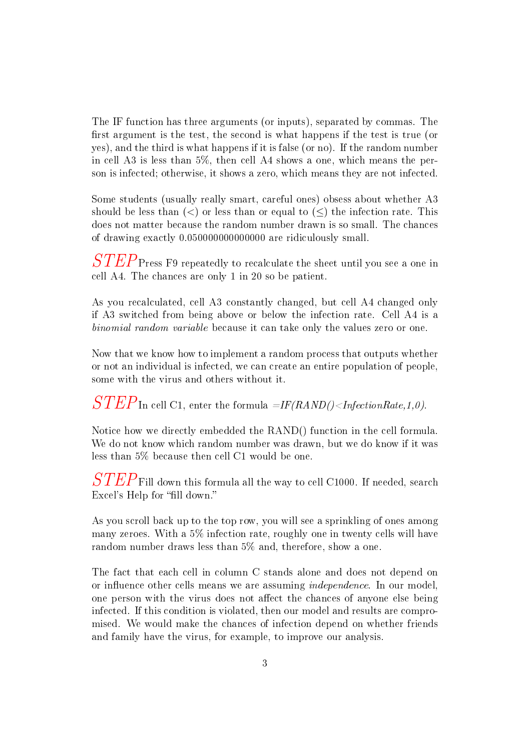The IF function has three arguments (or inputs), separated by commas. The first argument is the test, the second is what happens if the test is true (or yes), and the third is what happens if it is false (or no). If the random number in cell A3 is less than 5%, then cell A4 shows a one, which means the person is infected; otherwise, it shows a zero, which means they are not infected.

Some students (usually really smart, careful ones) obsess about whether A3 should be less than (<) or less than or equal to (≤) the infection rate. This does not matter because the random number drawn is so small. The chances of drawing exactly 0.050000000000000 are ridiculously small.

*STEP* Press F9 repeatedly to recalculate the sheet until you see a one in cell A4. The chances are only 1 in 20 so be patient.

As you recalculated, cell A3 constantly changed, but cell A4 changed only if A3 switched from being above or below the infection rate. Cell A4 is a *binomial random variable* because it can take only the values zero or one.

Now that we know how to implement a random process that outputs whether or not an individual is infected, we can create an entire population of people, some with the virus and others without it.

*STEP* In cell C1, enter the formula *=IF(RAND()<InfectionRate,1,0)*.

Notice how we directly embedded the RAND() function in the cell formula. We do not know which random number was drawn, but we do know if it was less than 5% because then cell C1 would be one.

*STEP* Fill down this formula all the way to cell C1000. If needed, search Excel's Help for "fill down."

As you scroll back up to the top row, you will see a sprinkling of ones among many zeroes. With a 5% infection rate, roughly one in twenty cells will have random number draws less than 5% and, therefore, show a one.

The fact that each cell in column C stands alone and does not depend on or influence other cells means we are assuming *independence*. In our model, one person with the virus does not affect the chances of anyone else being infected. If this condition is violated, then our model and results are compromised. We would make the chances of infection depend on whether friends and family have the virus, for example, to improve our analysis.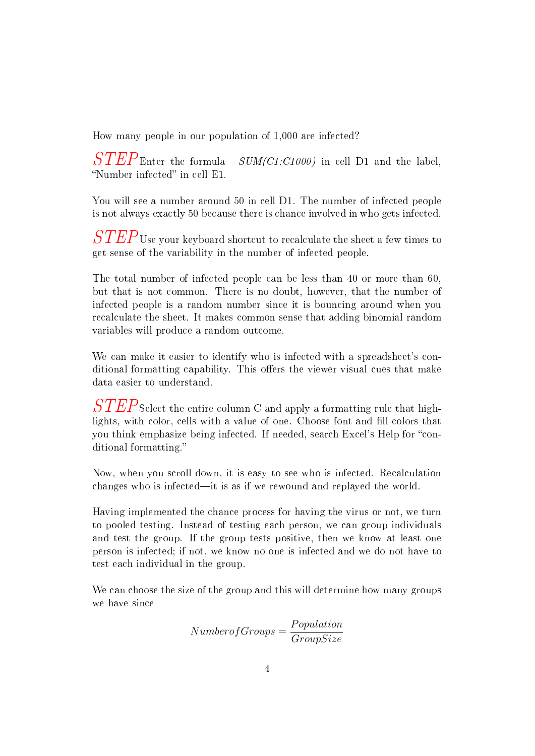How many people in our population of 1,000 are infected?

$STEP$ Enter the formula *=SUM(C1:C1000)* in cell D1 and the label, "Number infected" in cell E1.

You will see a number around 50 in cell D1. The number of infected people is not always exactly 50 because there is chance involved in who gets infected.

$STEP$ Use your keyboard shortcut to recalculate the sheet a few times to get sense of the variability in the number of infected people.

The total number of infected people can be less than 40 or more than 60, but that is not common. There is no doubt, however, that the number of infected people is a random number since it is bouncing around when you recalculate the sheet. It makes common sense that adding binomial random variables will produce a random outcome.

We can make it easier to identify who is infected with a spreadsheet's conditional formatting capability. This offers the viewer visual cues that make data easier to understand.

$STEP$ Select the entire column C and apply a formatting rule that highlights, with color, cells with a value of one. Choose font and fill colors that you think emphasize being infected. If needed, search Excel's Help for "conditional formatting."

Now, when you scroll down, it is easy to see who is infected. Recalculation changes who is infected—it is as if we rewound and replayed the world.

Having implemented the chance process for having the virus or not, we turn to pooled testing. Instead of testing each person, we can group individuals and test the group. If the group tests positive, then we know at least one person is infected; if not, we know no one is infected and we do not have to test each individual in the group.

We can choose the size of the group and this will determine how many groups we have since

$$NumberofGroups = \frac{Population}{GroupSize}$$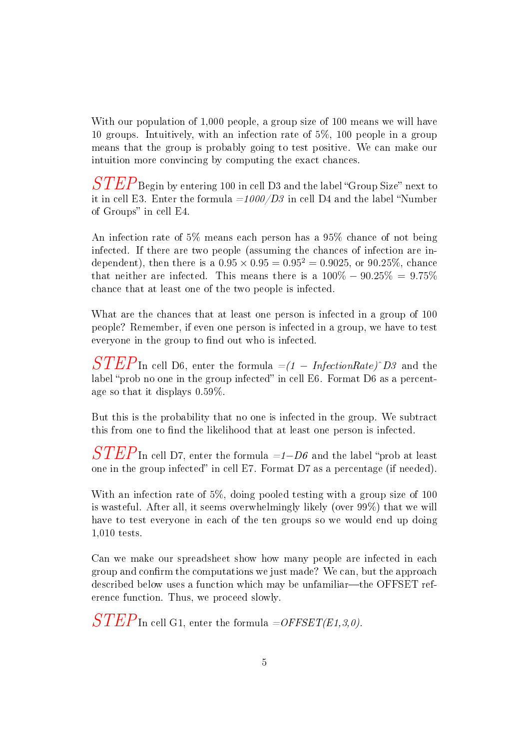With our population of 1,000 people, a group size of 100 means we will have 10 groups. Intuitively, with an infection rate of 5%, 100 people in a group means that the group is probably going to test positive. We can make our intuition more convincing by computing the exact chances.

*STEP* Begin by entering 100 in cell D3 and the label "Group Size" next to it in cell E3. Enter the formula *=1000/D3* in cell D4 and the label "Number of Groups" in cell E4.

An infection rate of 5% means each person has a 95% chance of not being infected. If there are two people (assuming the chances of infection are independent), then there is a $0.95 \times 0.95 = 0.95^2 = 0.9025$, or 90.25%, chance that neither are infected. This means there is a $100\% - 90.25\% = 9.75\%$ chance that at least one of the two people is infected.

What are the chances that at least one person is infected in a group of 100 people? Remember, if even one person is infected in a group, we have to test everyone in the group to find out who is infected.

*STEP* In cell D6, enter the formula *=(1 − InfectionRate)^D3* and the label "prob no one in the group infected" in cell E6. Format D6 as a percentage so that it displays 0.59%.

But this is the probability that no one is infected in the group. We subtract this from one to find the likelihood that at least one person is infected.

*STEP* In cell D7, enter the formula *=1−D6* and the label "prob at least one in the group infected" in cell E7. Format D7 as a percentage (if needed).

With an infection rate of 5%, doing pooled testing with a group size of 100 is wasteful. After all, it seems overwhelmingly likely (over 99%) that we will have to test everyone in each of the ten groups so we would end up doing 1,010 tests.

Can we make our spreadsheet show how many people are infected in each group and confirm the computations we just made? We can, but the approach described below uses a function which may be unfamiliar—the OFFSET reference function. Thus, we proceed slowly.

*STEP* In cell G1, enter the formula *=OFFSET(E1,3,0)*.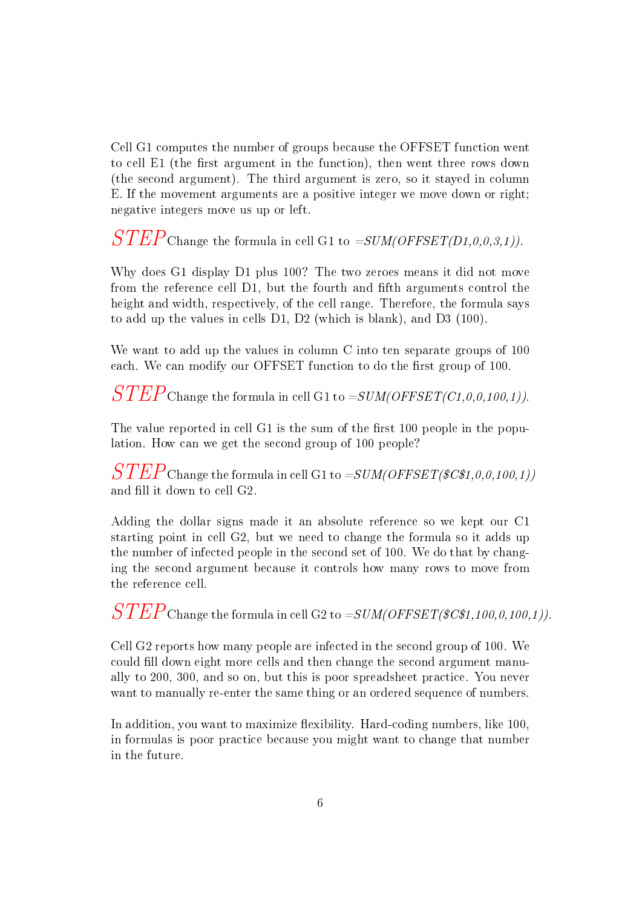Cell G1 computes the number of groups because the OFFSET function went to cell E1 (the first argument in the function), then went three rows down (the second argument). The third argument is zero, so it stayed in column E. If the movement arguments are a positive integer we move down or right; negative integers move us up or left.

*STEP* Change the formula in cell G1 to *=SUM(OFFSET(D1,0,0,3,1))*.

Why does G1 display D1 plus 100? The two zeroes means it did not move from the reference cell D1, but the fourth and fifth arguments control the height and width, respectively, of the cell range. Therefore, the formula says to add up the values in cells D1, D2 (which is blank), and D3 (100).

We want to add up the values in column C into ten separate groups of 100 each. We can modify our OFFSET function to do the first group of 100.

*STEP* Change the formula in cell G1 to *=SUM(OFFSET(C1,0,0,100,1))*.

The value reported in cell G1 is the sum of the first 100 people in the population. How can we get the second group of 100 people?

*STEP* Change the formula in cell G1 to *=SUM(OFFSET($C$1,0,0,100,1))* and fill it down to cell G2.

Adding the dollar signs made it an absolute reference so we kept our C1 starting point in cell G2, but we need to change the formula so it adds up the number of infected people in the second set of 100. We do that by changing the second argument because it controls how many rows to move from the reference cell.

*STEP* Change the formula in cell G2 to *=SUM(OFFSET($C$1,100,0,100,1))*.

Cell G2 reports how many people are infected in the second group of 100. We could fill down eight more cells and then change the second argument manually to 200, 300, and so on, but this is poor spreadsheet practice. You never want to manually re-enter the same thing or an ordered sequence of numbers.

In addition, you want to maximize flexibility. Hard-coding numbers, like 100, in formulas is poor practice because you might want to change that number in the future.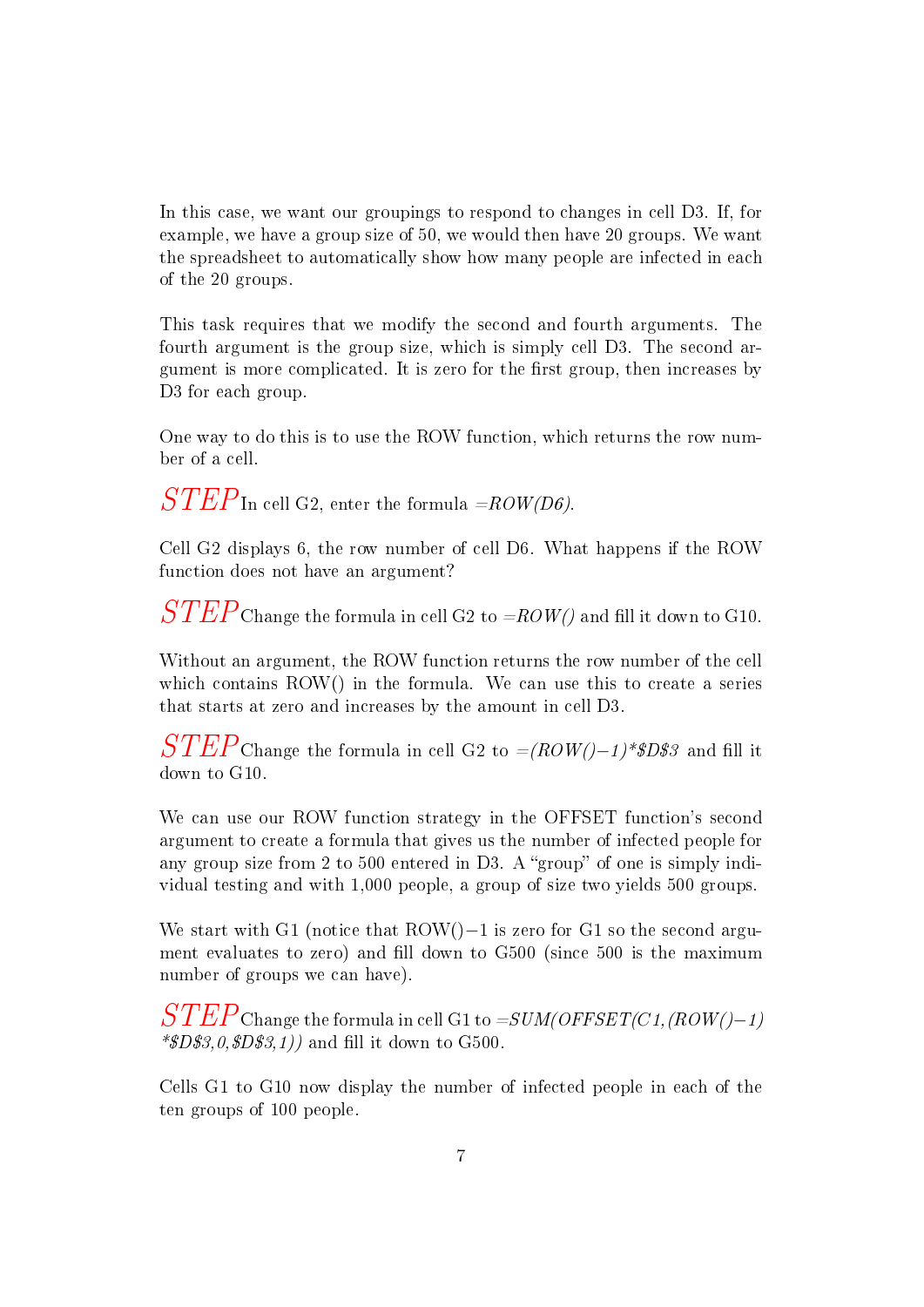In this case, we want our groupings to respond to changes in cell D3. If, for example, we have a group size of 50, we would then have 20 groups. We want the spreadsheet to automatically show how many people are infected in each of the 20 groups.

This task requires that we modify the second and fourth arguments. The fourth argument is the group size, which is simply cell D3. The second argument is more complicated. It is zero for the first group, then increases by D3 for each group.

One way to do this is to use the ROW function, which returns the row number of a cell.

*STEP* In cell G2, enter the formula *=ROW(D6)*.

Cell G2 displays 6, the row number of cell D6. What happens if the ROW function does not have an argument?

*STEP* Change the formula in cell G2 to *=ROW()* and fill it down to G10.

Without an argument, the ROW function returns the row number of the cell which contains ROW() in the formula. We can use this to create a series that starts at zero and increases by the amount in cell D3.

*STEP* Change the formula in cell G2 to *=(ROW()−1)*$D$3* and fill it down to G10.

We can use our ROW function strategy in the OFFSET function's second argument to create a formula that gives us the number of infected people for any group size from 2 to 500 entered in D3. A "group" of one is simply individual testing and with 1,000 people, a group of size two yields 500 groups.

We start with G1 (notice that ROW()−1 is zero for G1 so the second argument evaluates to zero) and fill down to G500 (since 500 is the maximum number of groups we can have).

*STEP* Change the formula in cell G1 to *=SUM(OFFSET(C1,(ROW()−1)*$D$3,0,$D$3,1))* and fill it down to G500.

Cells G1 to G10 now display the number of infected people in each of the ten groups of 100 people.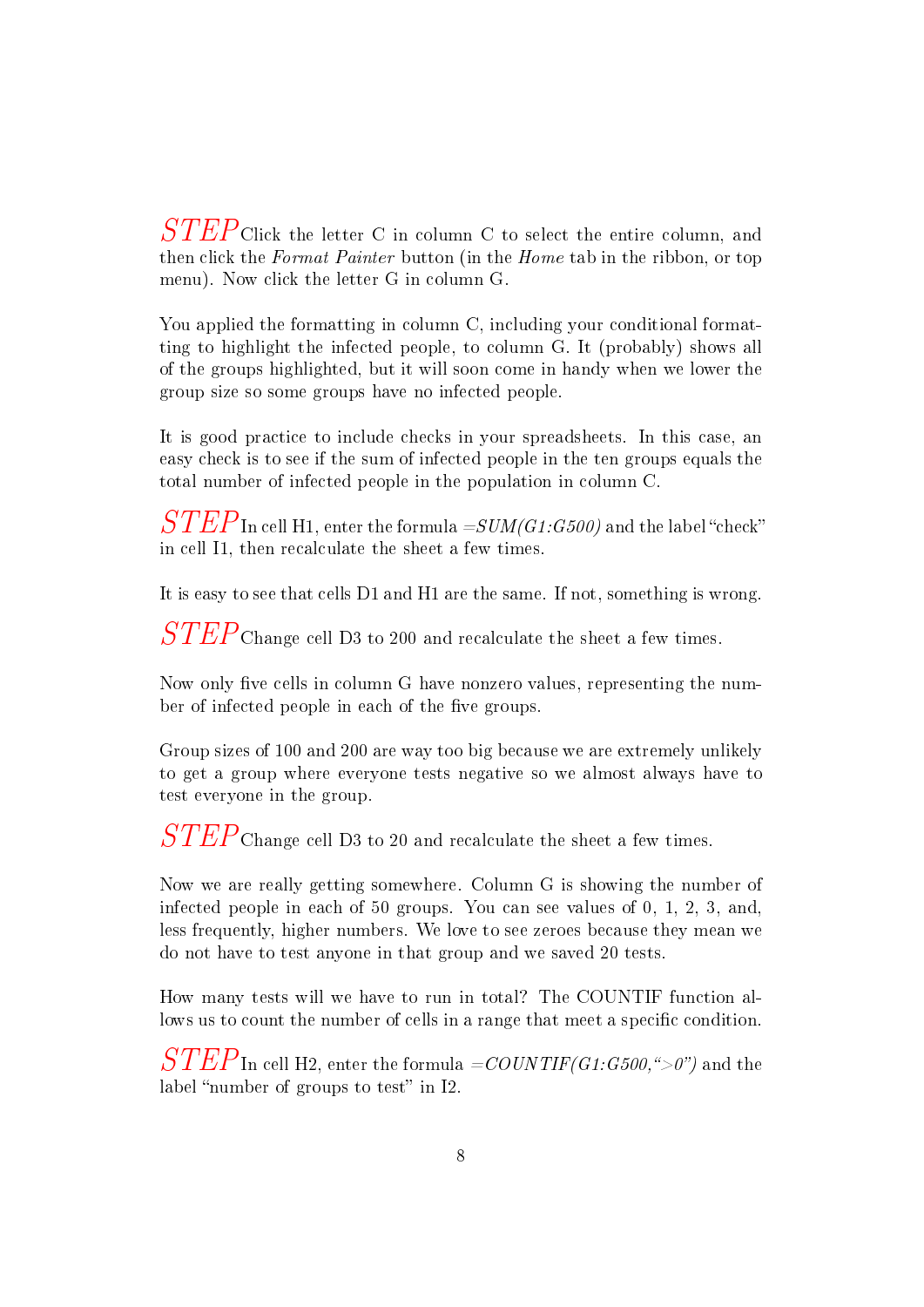*STEP* Click the letter C in column C to select the entire column, and then click the *Format Painter* button (in the *Home* tab in the ribbon, or top menu). Now click the letter G in column G.

You applied the formatting in column C, including your conditional formatting to highlight the infected people, to column G. It (probably) shows all of the groups highlighted, but it will soon come in handy when we lower the group size so some groups have no infected people.

It is good practice to include checks in your spreadsheets. In this case, an easy check is to see if the sum of infected people in the ten groups equals the total number of infected people in the population in column C.

*STEP* In cell H1, enter the formula *=SUM(G1:G500)* and the label "check" in cell I1, then recalculate the sheet a few times.

It is easy to see that cells D1 and H1 are the same. If not, something is wrong.

*STEP* Change cell D3 to 200 and recalculate the sheet a few times.

Now only five cells in column G have nonzero values, representing the number of infected people in each of the five groups.

Group sizes of 100 and 200 are way too big because we are extremely unlikely to get a group where everyone tests negative so we almost always have to test everyone in the group.

*STEP* Change cell D3 to 20 and recalculate the sheet a few times.

Now we are really getting somewhere. Column G is showing the number of infected people in each of 50 groups. You can see values of 0, 1, 2, 3, and, less frequently, higher numbers. We love to see zeroes because they mean we do not have to test anyone in that group and we saved 20 tests.

How many tests will we have to run in total? The COUNTIF function allows us to count the number of cells in a range that meet a specific condition.

*STEP* In cell H2, enter the formula *=COUNTIF(G1:G500,">0")* and the label "number of groups to test" in I2.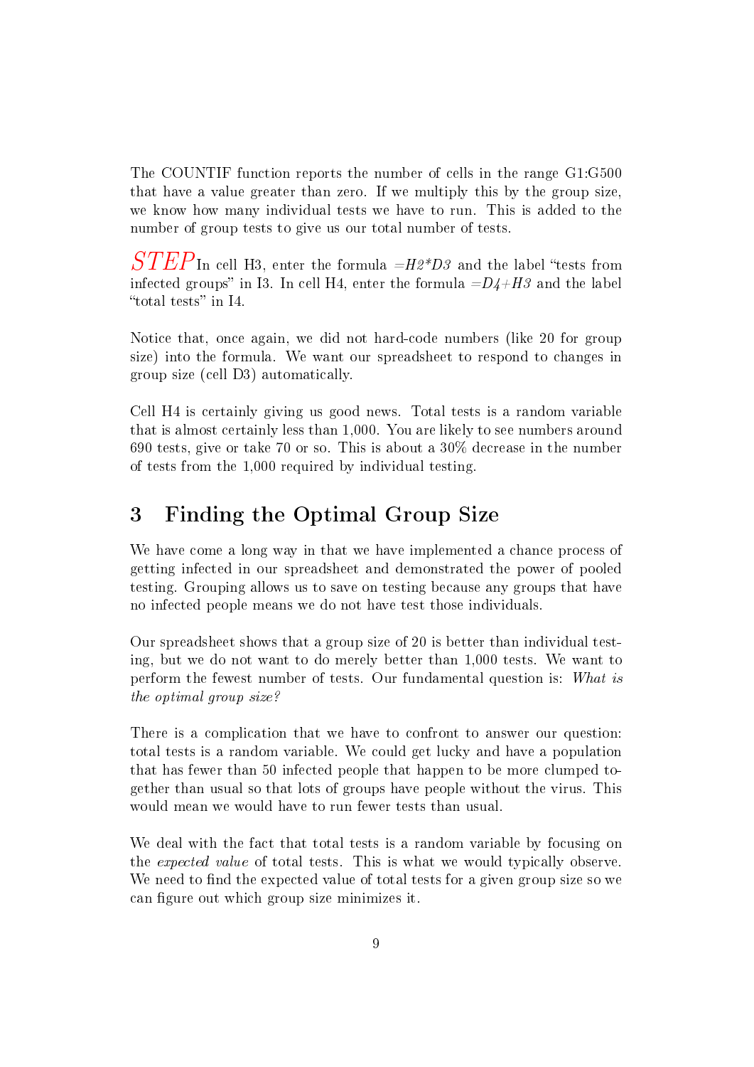The COUNTIF function reports the number of cells in the range G1:G500 that have a value greater than zero. If we multiply this by the group size, we know how many individual tests we have to run. This is added to the number of group tests to give us our total number of tests.

*STEP* In cell H3, enter the formula *=H2\*D3* and the label "tests from infected groups" in I3. In cell H4, enter the formula *=D4+H3* and the label "total tests" in I4.

Notice that, once again, we did not hard-code numbers (like 20 for group size) into the formula. We want our spreadsheet to respond to changes in group size (cell D3) automatically.

Cell H4 is certainly giving us good news. Total tests is a random variable that is almost certainly less than 1,000. You are likely to see numbers around 690 tests, give or take 70 or so. This is about a 30% decrease in the number of tests from the 1,000 required by individual testing.

## 3 Finding the Optimal Group Size

We have come a long way in that we have implemented a chance process of getting infected in our spreadsheet and demonstrated the power of pooled testing. Grouping allows us to save on testing because any groups that have no infected people means we do not have test those individuals.

Our spreadsheet shows that a group size of 20 is better than individual testing, but we do not want to do merely better than 1,000 tests. We want to perform the fewest number of tests. Our fundamental question is: *What is the optimal group size?*

There is a complication that we have to confront to answer our question: total tests is a random variable. We could get lucky and have a population that has fewer than 50 infected people that happen to be more clumped together than usual so that lots of groups have people without the virus. This would mean we would have to run fewer tests than usual.

We deal with the fact that total tests is a random variable by focusing on the *expected value* of total tests. This is what we would typically observe. We need to find the expected value of total tests for a given group size so we can figure out which group size minimizes it.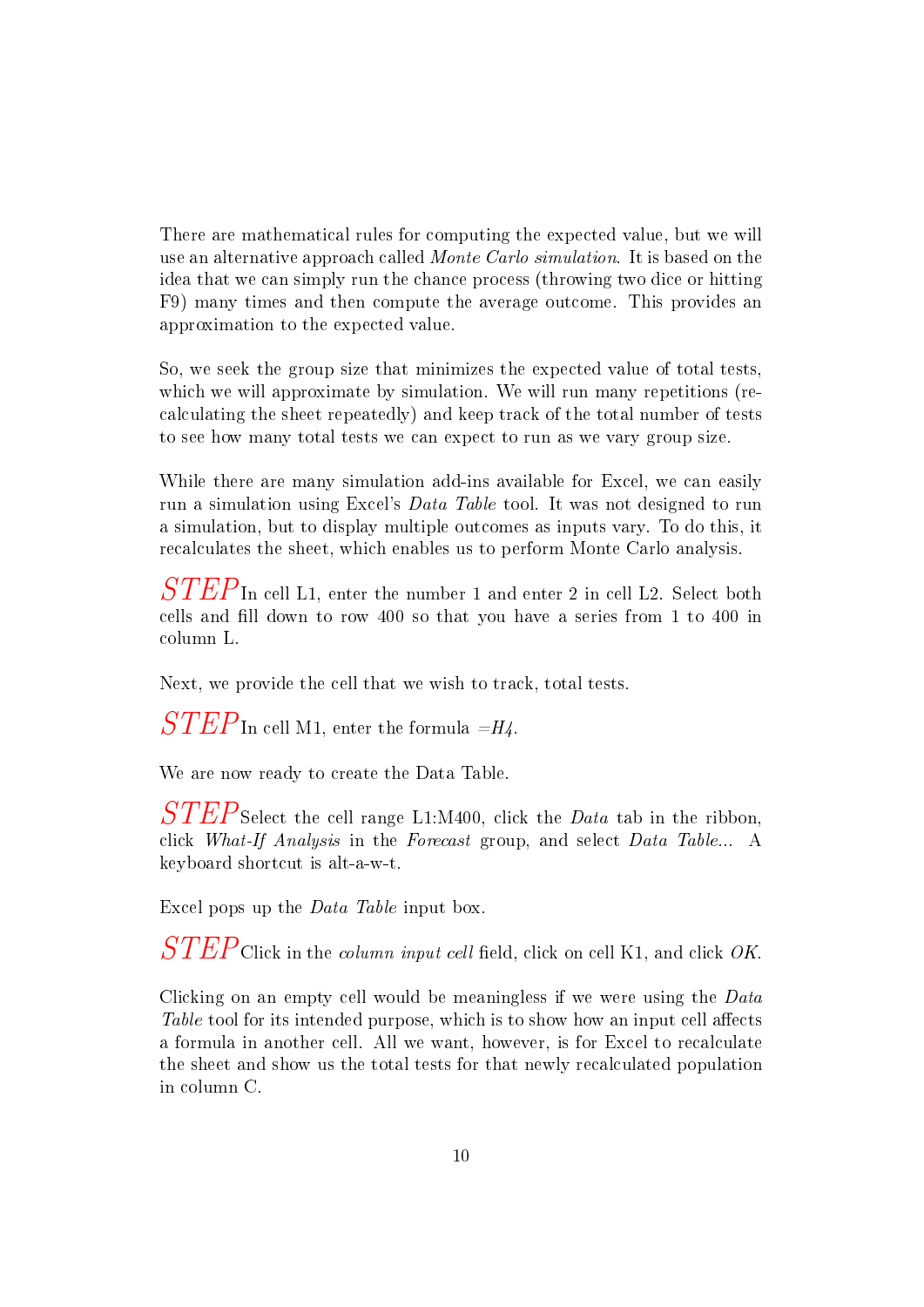There are mathematical rules for computing the expected value, but we will use an alternative approach called *Monte Carlo simulation*. It is based on the idea that we can simply run the chance process (throwing two dice or hitting F9) many times and then compute the average outcome. This provides an approximation to the expected value.

So, we seek the group size that minimizes the expected value of total tests, which we will approximate by simulation. We will run many repetitions (recalculating the sheet repeatedly) and keep track of the total number of tests to see how many total tests we can expect to run as we vary group size.

While there are many simulation add-ins available for Excel, we can easily run a simulation using Excel's *Data Table* tool. It was not designed to run a simulation, but to display multiple outcomes as inputs vary. To do this, it recalculates the sheet, which enables us to perform Monte Carlo analysis.

*STEP* In cell L1, enter the number 1 and enter 2 in cell L2. Select both cells and fill down to row 400 so that you have a series from 1 to 400 in column L.

Next, we provide the cell that we wish to track, total tests.

*STEP* In cell M1, enter the formula *=H4*.

We are now ready to create the Data Table.

*STEP* Select the cell range L1:M400, click the *Data* tab in the ribbon, click *What-If Analysis* in the *Forecast* group, and select *Data Table...* A keyboard shortcut is alt-a-w-t.

Excel pops up the *Data Table* input box.

*STEP* Click in the *column input cell* field, click on cell K1, and click *OK*.

Clicking on an empty cell would be meaningless if we were using the *Data Table* tool for its intended purpose, which is to show how an input cell affects a formula in another cell. All we want, however, is for Excel to recalculate the sheet and show us the total tests for that newly recalculated population in column C.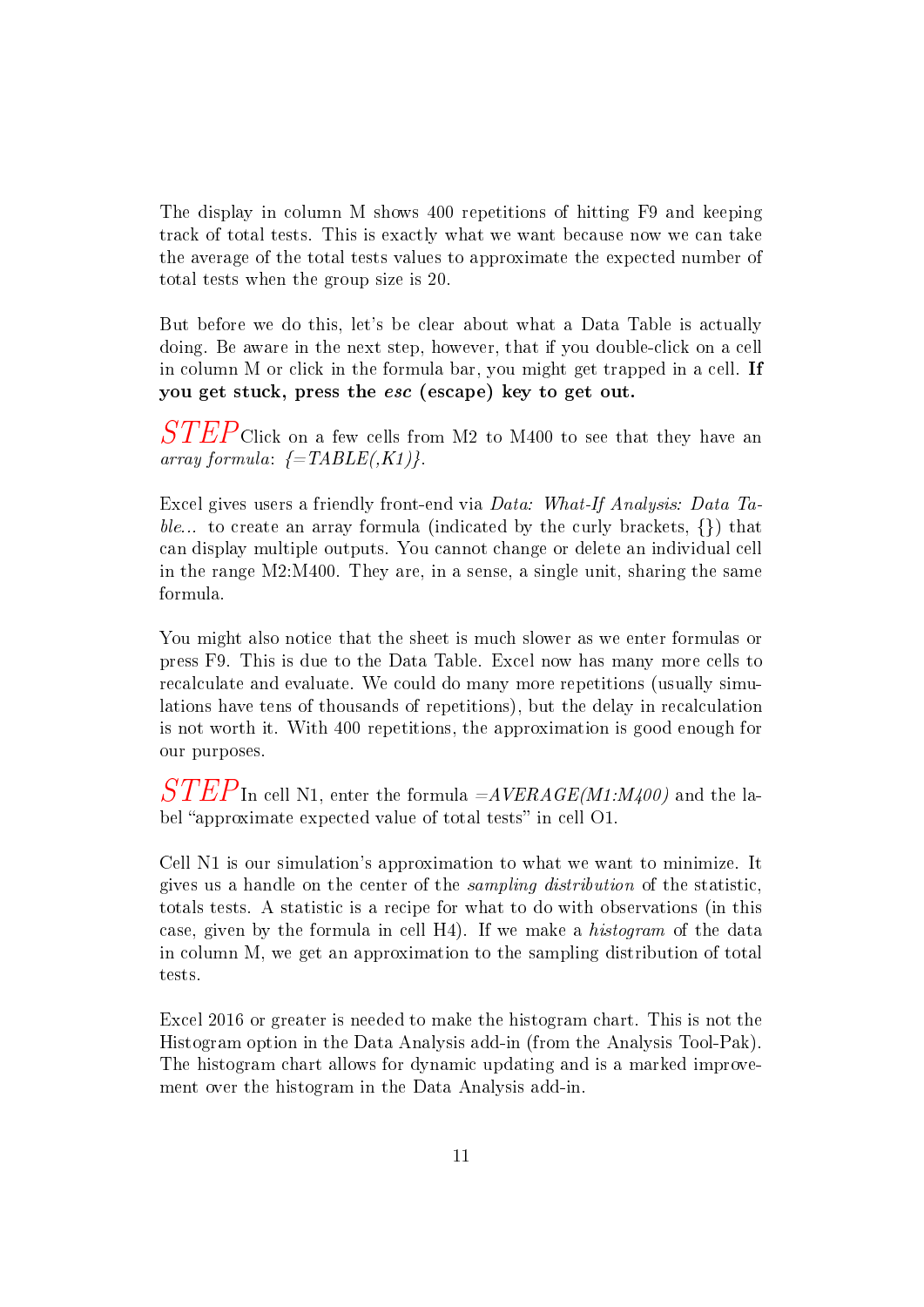The display in column M shows 400 repetitions of hitting F9 and keeping track of total tests. This is exactly what we want because now we can take the average of the total tests values to approximate the expected number of total tests when the group size is 20.

But before we do this, let's be clear about what a Data Table is actually doing. Be aware in the next step, however, that if you double-click on a cell in column M or click in the formula bar, you might get trapped in a cell. **If you get stuck, press the *esc* (escape) key to get out.**

*STEP* Click on a few cells from M2 to M400 to see that they have an *array formula*: *{=TABLE(,K1)}*.

Excel gives users a friendly front-end via *Data: What-If Analysis: Data Table...* to create an array formula (indicated by the curly brackets, {}) that can display multiple outputs. You cannot change or delete an individual cell in the range M2:M400. They are, in a sense, a single unit, sharing the same formula.

You might also notice that the sheet is much slower as we enter formulas or press F9. This is due to the Data Table. Excel now has many more cells to recalculate and evaluate. We could do many more repetitions (usually simulations have tens of thousands of repetitions), but the delay in recalculation is not worth it. With 400 repetitions, the approximation is good enough for our purposes.

*STEP* In cell N1, enter the formula *=AVERAGE(M1:M400)* and the label "approximate expected value of total tests" in cell O1.

Cell N1 is our simulation's approximation to what we want to minimize. It gives us a handle on the center of the *sampling distribution* of the statistic, totals tests. A statistic is a recipe for what to do with observations (in this case, given by the formula in cell H4). If we make a *histogram* of the data in column M, we get an approximation to the sampling distribution of total tests.

Excel 2016 or greater is needed to make the histogram chart. This is not the Histogram option in the Data Analysis add-in (from the Analysis Tool-Pak). The histogram chart allows for dynamic updating and is a marked improvement over the histogram in the Data Analysis add-in.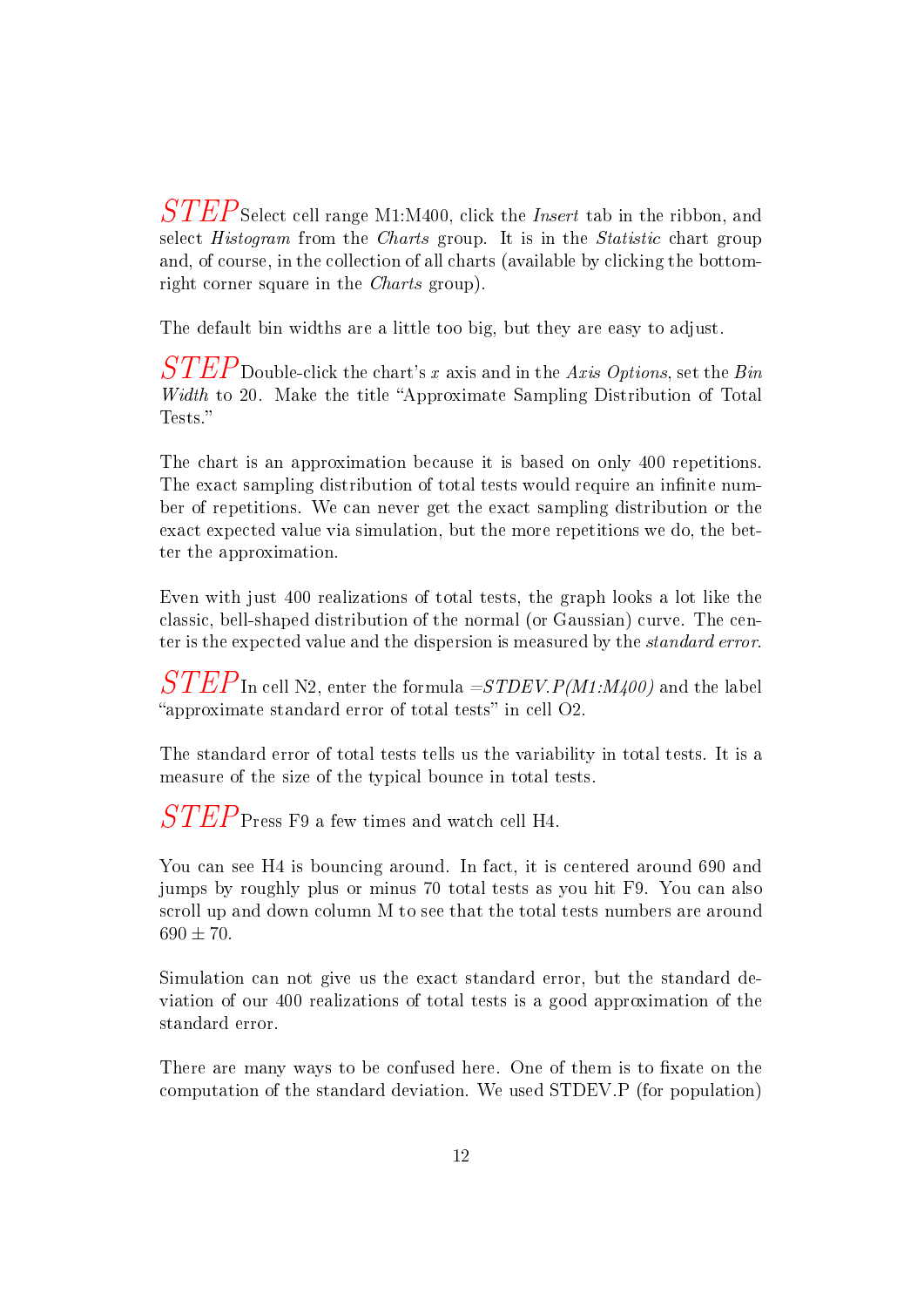*STEP* Select cell range M1:M400, click the *Insert* tab in the ribbon, and select *Histogram* from the *Charts* group. It is in the *Statistic* chart group and, of course, in the collection of all charts (available by clicking the bottom-right corner square in the *Charts* group).

The default bin widths are a little too big, but they are easy to adjust.

*STEP* Double-click the chart's $x$ axis and in the *Axis Options*, set the *Bin Width* to 20. Make the title "Approximate Sampling Distribution of Total Tests."

The chart is an approximation because it is based on only 400 repetitions. The exact sampling distribution of total tests would require an infinite number of repetitions. We can never get the exact sampling distribution or the exact expected value via simulation, but the more repetitions we do, the better the approximation.

Even with just 400 realizations of total tests, the graph looks a lot like the classic, bell-shaped distribution of the normal (or Gaussian) curve. The center is the expected value and the dispersion is measured by the *standard error*.

*STEP* In cell N2, enter the formula *=STDEV.P(M1:M400)* and the label "approximate standard error of total tests" in cell O2.

The standard error of total tests tells us the variability in total tests. It is a measure of the size of the typical bounce in total tests.

*STEP* Press F9 a few times and watch cell H4.

You can see H4 is bouncing around. In fact, it is centered around 690 and jumps by roughly plus or minus 70 total tests as you hit F9. You can also scroll up and down column M to see that the total tests numbers are around $690 \pm 70$.

Simulation can not give us the exact standard error, but the standard deviation of our 400 realizations of total tests is a good approximation of the standard error.

There are many ways to be confused here. One of them is to fixate on the computation of the standard deviation. We used STDEV.P (for population)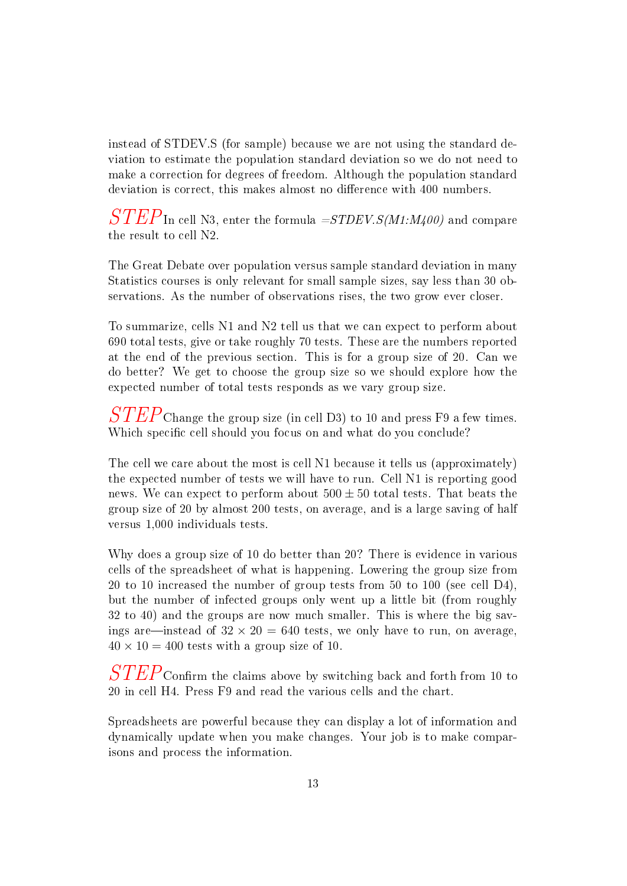instead of STDEV.S (for sample) because we are not using the standard deviation to estimate the population standard deviation so we do not need to make a correction for degrees of freedom. Although the population standard deviation is correct, this makes almost no difference with 400 numbers.

$STEP$ In cell N3, enter the formula *=STDEV.S(M1:M400)* and compare the result to cell N2.

The Great Debate over population versus sample standard deviation in many Statistics courses is only relevant for small sample sizes, say less than 30 observations. As the number of observations rises, the two grow ever closer.

To summarize, cells N1 and N2 tell us that we can expect to perform about 690 total tests, give or take roughly 70 tests. These are the numbers reported at the end of the previous section. This is for a group size of 20. Can we do better? We get to choose the group size so we should explore how the expected number of total tests responds as we vary group size.

$STEP$ Change the group size (in cell D3) to 10 and press F9 a few times. Which specific cell should you focus on and what do you conclude?

The cell we care about the most is cell N1 because it tells us (approximately) the expected number of tests we will have to run. Cell N1 is reporting good news. We can expect to perform about $500 \pm 50$ total tests. That beats the group size of 20 by almost 200 tests, on average, and is a large saving of half versus 1,000 individuals tests.

Why does a group size of 10 do better than 20? There is evidence in various cells of the spreadsheet of what is happening. Lowering the group size from 20 to 10 increased the number of group tests from 50 to 100 (see cell D4), but the number of infected groups only went up a little bit (from roughly 32 to 40) and the groups are now much smaller. This is where the big savings are—instead of $32 \times 20 = 640$ tests, we only have to run, on average, $40 \times 10 = 400$ tests with a group size of 10.

$STEP$ Confirm the claims above by switching back and forth from 10 to 20 in cell H4. Press F9 and read the various cells and the chart.

Spreadsheets are powerful because they can display a lot of information and dynamically update when you make changes. Your job is to make comparisons and process the information.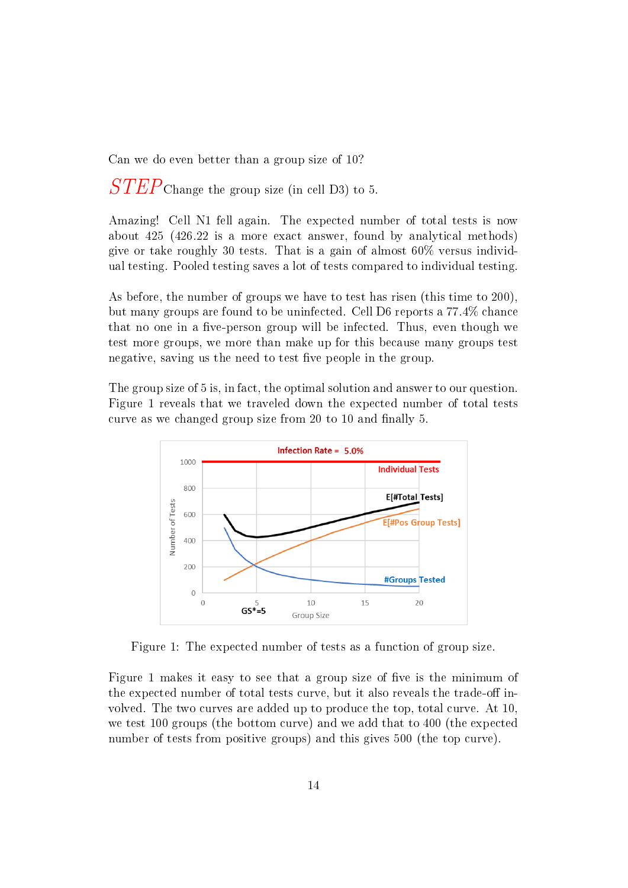Can we do even better than a group size of 10?

*STEP* Change the group size (in cell D3) to 5.

Amazing! Cell N1 fell again. The expected number of total tests is now about 425 (426.22 is a more exact answer, found by analytical methods) give or take roughly 30 tests. That is a gain of almost 60% versus individual testing. Pooled testing saves a lot of tests compared to individual testing.

As before, the number of groups we have to test has risen (this time to 200), but many groups are found to be uninfected. Cell D6 reports a 77.4% chance that no one in a five-person group will be infected. Thus, even though we test more groups, we more than make up for this because many groups test negative, saving us the need to test five people in the group.

The group size of 5 is, in fact, the optimal solution and answer to our question. Figure 1 reveals that we traveled down the expected number of total tests curve as we changed group size from 20 to 10 and finally 5.

Figure 1: The expected number of tests as a function of group size.

Figure 1 makes it easy to see that a group size of five is the minimum of the expected number of total tests curve, but it also reveals the trade-off involved. The two curves are added up to produce the top, total curve. At 10, we test 100 groups (the bottom curve) and we add that to 400 (the expected number of tests from positive groups) and this gives 500 (the top curve).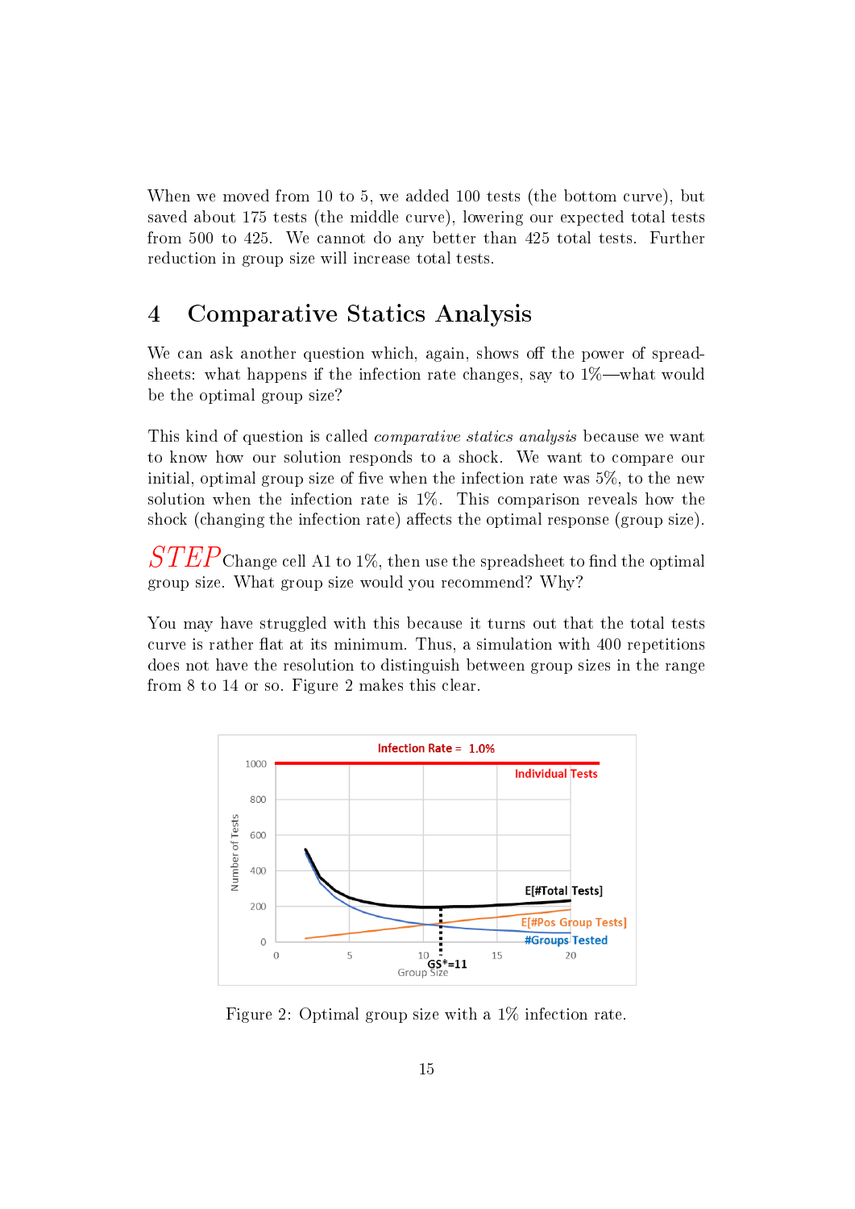When we moved from 10 to 5, we added 100 tests (the bottom curve), but saved about 175 tests (the middle curve), lowering our expected total tests from 500 to 425. We cannot do any better than 425 total tests. Further reduction in group size will increase total tests.

## 4 Comparative Statics Analysis

We can ask another question which, again, shows off the power of spreadsheets: what happens if the infection rate changes, say to 1%—what would be the optimal group size?

This kind of question is called *comparative statics analysis* because we want to know how our solution responds to a shock. We want to compare our initial, optimal group size of five when the infection rate was 5%, to the new solution when the infection rate is 1%. This comparison reveals how the shock (changing the infection rate) affects the optimal response (group size).

*STEP* Change cell A1 to 1%, then use the spreadsheet to find the optimal group size. What group size would you recommend? Why?

You may have struggled with this because it turns out that the total tests curve is rather flat at its minimum. Thus, a simulation with 400 repetitions does not have the resolution to distinguish between group sizes in the range from 8 to 14 or so. Figure 2 makes this clear.

Figure 2: Optimal group size with a 1% infection rate.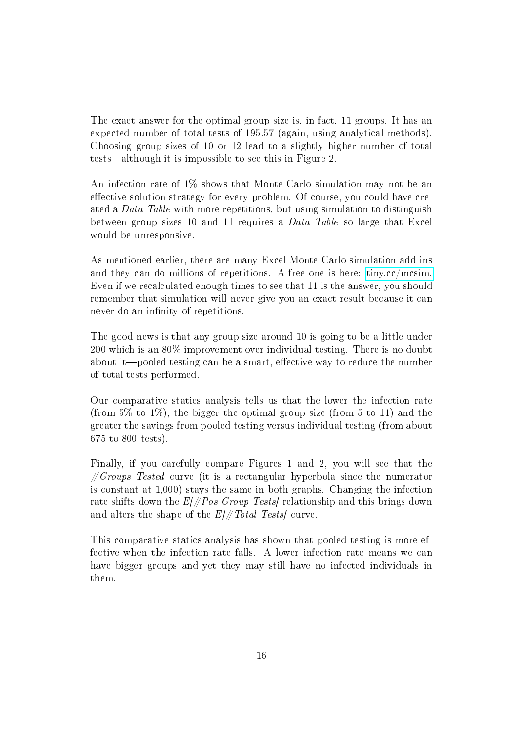The exact answer for the optimal group size is, in fact, 11 groups. It has an expected number of total tests of 195.57 (again, using analytical methods). Choosing group sizes of 10 or 12 lead to a slightly higher number of total tests—although it is impossible to see this in Figure 2.

An infection rate of 1% shows that Monte Carlo simulation may not be an effective solution strategy for every problem. Of course, you could have created a *Data Table* with more repetitions, but using simulation to distinguish between group sizes 10 and 11 requires a *Data Table* so large that Excel would be unresponsive.

As mentioned earlier, there are many Excel Monte Carlo simulation add-ins and they can do millions of repetitions. A free one is here: tiny.cc/mcsim. Even if we recalculated enough times to see that 11 is the answer, you should remember that simulation will never give you an exact result because it can never do an infinity of repetitions.

The good news is that any group size around 10 is going to be a little under 200 which is an 80% improvement over individual testing. There is no doubt about it—pooled testing can be a smart, effective way to reduce the number of total tests performed.

Our comparative statics analysis tells us that the lower the infection rate (from 5% to 1%), the bigger the optimal group size (from 5 to 11) and the greater the savings from pooled testing versus individual testing (from about 675 to 800 tests).

Finally, if you carefully compare Figures 1 and 2, you will see that the *#Groups Tested* curve (it is a rectangular hyperbola since the numerator is constant at 1,000) stays the same in both graphs. Changing the infection rate shifts down the *E[#Pos Group Tests]* relationship and this brings down and alters the shape of the *E[#Total Tests]* curve.

This comparative statics analysis has shown that pooled testing is more effective when the infection rate falls. A lower infection rate means we can have bigger groups and yet they may still have no infected individuals in them.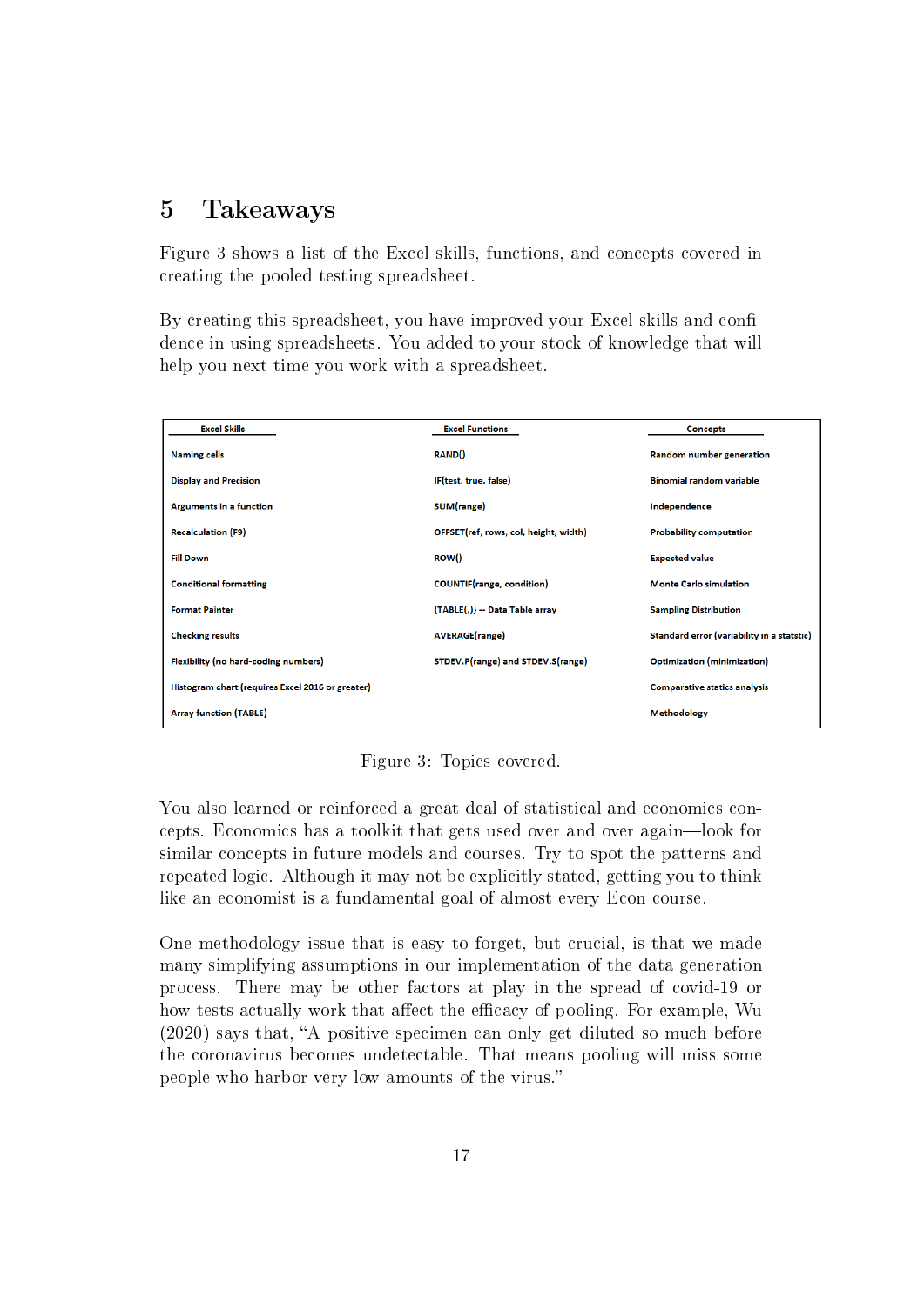## 5 Takeaways

Figure 3 shows a list of the Excel skills, functions, and concepts covered in creating the pooled testing spreadsheet.

By creating this spreadsheet, you have improved your Excel skills and confidence in using spreadsheets. You added to your stock of knowledge that will help you next time you work with a spreadsheet.

| Excel Skills | Excel Functions | Concepts |
|---|---|---|
| Naming cells | RAND() | Random number generation |
| Display and Precision | IF(test, true, false) | Binomial random variable |
| Arguments in a function | SUM(range) | Independence |
| Recalculation (F9) | OFFSET(ref, rows, col, height, width) | Probability computation |
| Fill Down | ROW() | Expected value |
| Conditional formatting | COUNTIF(range, condition) | Monte Carlo simulation |
| Format Painter | {TABLE(,)} -- Data Table array | Sampling Distribution |
| Checking results | AVERAGE(range) | Standard error (variability in a statstic) |
| Flexibility (no hard-coding numbers) | STDEV.P(range) and STDEV.S(range) | Optimization (minimization) |
| Histogram chart (requires Excel 2016 or greater) | | Comparative statics analysis |
| Array function (TABLE) | | Methodology |

Figure 3: Topics covered.

You also learned or reinforced a great deal of statistical and economics concepts. Economics has a toolkit that gets used over and over again—look for similar concepts in future models and courses. Try to spot the patterns and repeated logic. Although it may not be explicitly stated, getting you to think like an economist is a fundamental goal of almost every Econ course.

One methodology issue that is easy to forget, but crucial, is that we made many simplifying assumptions in our implementation of the data generation process. There may be other factors at play in the spread of covid-19 or how tests actually work that affect the efficacy of pooling. For example, Wu (2020) says that, "A positive specimen can only get diluted so much before the coronavirus becomes undetectable. That means pooling will miss some people who harbor very low amounts of the virus."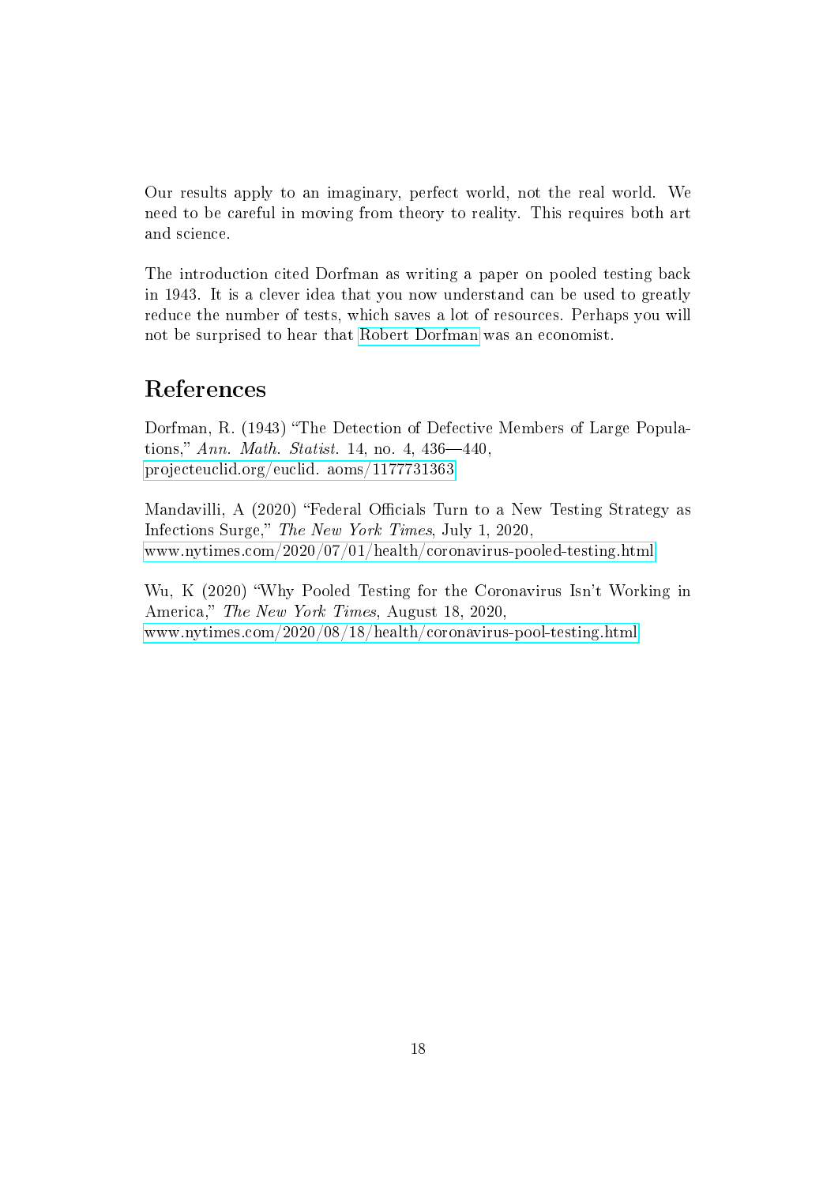Our results apply to an imaginary, perfect world, not the real world. We need to be careful in moving from theory to reality. This requires both art and science.

The introduction cited Dorfman as writing a paper on pooled testing back in 1943. It is a clever idea that you now understand can be used to greatly reduce the number of tests, which saves a lot of resources. Perhaps you will not be surprised to hear that Robert Dorfman was an economist.

## References

Dorfman, R. (1943) "The Detection of Defective Members of Large Populations," *Ann. Math. Statist.* 14, no. 4, 436—440, projecteuclid.org/euclid. aoms/1177731363

Mandavilli, A (2020) "Federal Officials Turn to a New Testing Strategy as Infections Surge," *The New York Times*, July 1, 2020, www.nytimes.com/2020/07/01/health/coronavirus-pooled-testing.html

Wu, K (2020) "Why Pooled Testing for the Coronavirus Isn't Working in America," *The New York Times*, August 18, 2020, www.nytimes.com/2020/08/18/health/coronavirus-pool-testing.html